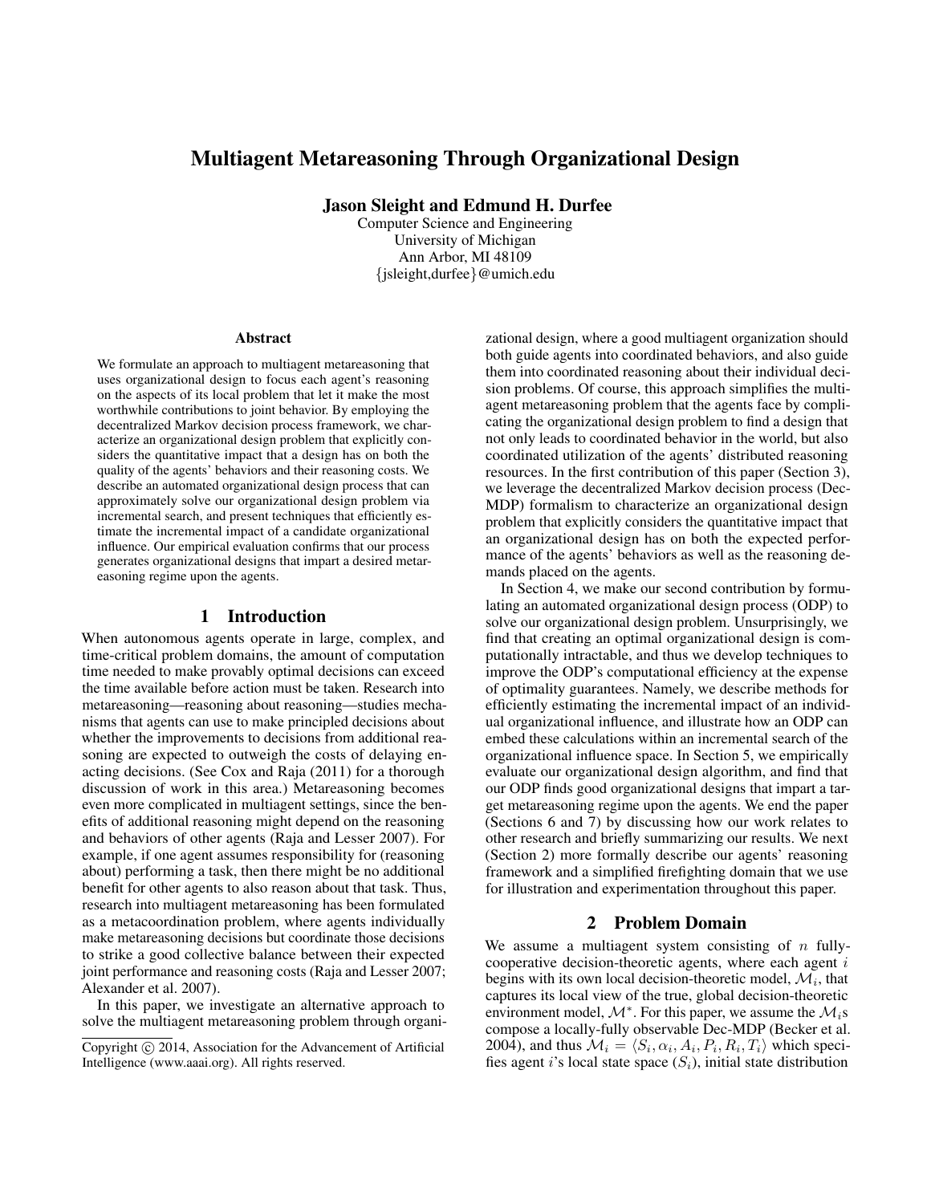# Multiagent Metareasoning Through Organizational Design

**Jason Sleight and Edmund H. Durfee**

Computer Science and Engineering
University of Michigan
Ann Arbor, MI 48109
{jsleight,durfee}@umich.edu

### Abstract

We formulate an approach to multiagent metareasoning that uses organizational design to focus each agent's reasoning on the aspects of its local problem that let it make the most worthwhile contributions to joint behavior. By employing the decentralized Markov decision process framework, we characterize an organizational design problem that explicitly considers the quantitative impact that a design has on both the quality of the agents' behaviors and their reasoning costs. We describe an automated organizational design process that can approximately solve our organizational design problem via incremental search, and present techniques that efficiently estimate the incremental impact of a candidate organizational influence. Our empirical evaluation confirms that our process generates organizational designs that impart a desired metareasoning regime upon the agents.

## 1 Introduction

When autonomous agents operate in large, complex, and time-critical problem domains, the amount of computation time needed to make provably optimal decisions can exceed the time available before action must be taken. Research into metareasoning—reasoning about reasoning—studies mechanisms that agents can use to make principled decisions about whether the improvements to decisions from additional reasoning are expected to outweigh the costs of delaying enacting decisions. (See Cox and Raja (2011) for a thorough discussion of work in this area.) Metareasoning becomes even more complicated in multiagent settings, since the benefits of additional reasoning might depend on the reasoning and behaviors of other agents (Raja and Lesser 2007). For example, if one agent assumes responsibility for (reasoning about) performing a task, then there might be no additional benefit for other agents to also reason about that task. Thus, research into multiagent metareasoning has been formulated as a metacoordination problem, where agents individually make metareasoning decisions but coordinate those decisions to strike a good collective balance between their expected joint performance and reasoning costs (Raja and Lesser 2007; Alexander et al. 2007).

In this paper, we investigate an alternative approach to solve the multiagent metareasoning problem through organizational design, where a good multiagent organization should both guide agents into coordinated behaviors, and also guide them into coordinated reasoning about their individual decision problems. Of course, this approach simplifies the multiagent metareasoning problem that the agents face by complicating the organizational design problem to find a design that not only leads to coordinated behavior in the world, but also coordinated utilization of the agents' distributed reasoning resources. In the first contribution of this paper (Section 3), we leverage the decentralized Markov decision process (Dec-MDP) formalism to characterize an organizational design problem that explicitly considers the quantitative impact that an organizational design has on both the expected performance of the agents' behaviors as well as the reasoning demands placed on the agents.

In Section 4, we make our second contribution by formulating an automated organizational design process (ODP) to solve our organizational design problem. Unsurprisingly, we find that creating an optimal organizational design is computationally intractable, and thus we develop techniques to improve the ODP's computational efficiency at the expense of optimality guarantees. Namely, we describe methods for efficiently estimating the incremental impact of an individual organizational influence, and illustrate how an ODP can embed these calculations within an incremental search of the organizational influence space. In Section 5, we empirically evaluate our organizational design algorithm, and find that our ODP finds good organizational designs that impart a target metareasoning regime upon the agents. We end the paper (Sections 6 and 7) by discussing how our work relates to other research and briefly summarizing our results. We next (Section 2) more formally describe our agents' reasoning framework and a simplified firefighting domain that we use for illustration and experimentation throughout this paper.

## 2 Problem Domain

We assume a multiagent system consisting of $n$ fully-cooperative decision-theoretic agents, where each agent $i$ begins with its own local decision-theoretic model, $\mathcal{M}_i$, that captures its local view of the true, global decision-theoretic environment model, $\mathcal{M}^*$. For this paper, we assume the $\mathcal{M}_i$s compose a locally-fully observable Dec-MDP (Becker et al. 2004), and thus $\mathcal{M}_i = \langle S_i, \alpha_i, A_i, P_i, R_i, T_i \rangle$ which specifies agent $i$'s local state space ($S_i$), initial state distribution

Copyright © 2014, Association for the Advancement of Artificial Intelligence (www.aaai.org). All rights reserved.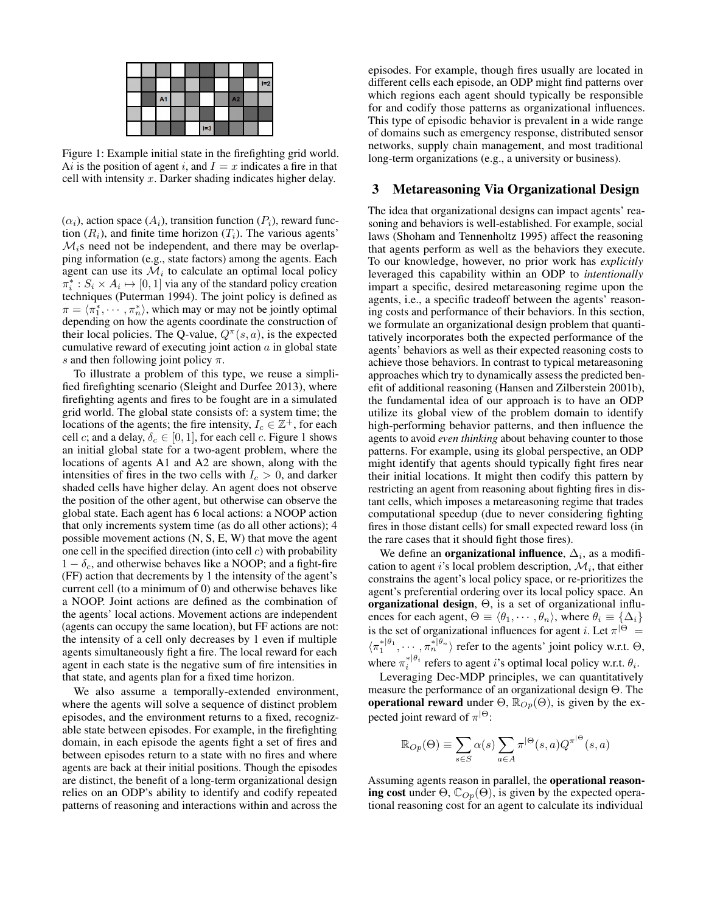Figure 1: Example initial state in the firefighting grid world. A$i$ is the position of agent $i$, and $I = x$ indicates a fire in that cell with intensity $x$. Darker shading indicates higher delay.

($\alpha_i$), action space ($A_i$), transition function ($P_i$), reward function ($R_i$), and finite time horizon ($T_i$). The various agents' $\mathcal{M}_i$s need not be independent, and there may be overlapping information (e.g., state factors) among the agents. Each agent can use its $\mathcal{M}_i$ to calculate an optimal local policy $\pi_i^* : S_i \times A_i \mapsto [0, 1]$ via any of the standard policy creation techniques (Puterman 1994). The joint policy is defined as $\pi = \langle \pi_1^*, \cdots, \pi_n^* \rangle$, which may or may not be jointly optimal depending on how the agents coordinate the construction of their local policies. The Q-value, $Q^\pi(s, a)$, is the expected cumulative reward of executing joint action $a$ in global state $s$ and then following joint policy $\pi$.

To illustrate a problem of this type, we reuse a simplified firefighting scenario (Sleight and Durfee 2013), where firefighting agents and fires to be fought are in a simulated grid world. The global state consists of: a system time; the locations of the agents; the fire intensity, $I_c \in \mathbb{Z}^+$, for each cell $c$; and a delay, $\delta_c \in [0, 1]$, for each cell $c$. Figure 1 shows an initial global state for a two-agent problem, where the locations of agents A1 and A2 are shown, along with the intensities of fires in the two cells with $I_c > 0$, and darker shaded cells have higher delay. An agent does not observe the position of the other agent, but otherwise can observe the global state. Each agent has 6 local actions: a NOOP action that only increments system time (as do all other actions); 4 possible movement actions (N, S, E, W) that move the agent one cell in the specified direction (into cell $c$) with probability $1 - \delta_c$, and otherwise behaves like a NOOP; and a fight-fire (FF) action that decrements by 1 the intensity of the agent's current cell (to a minimum of 0) and otherwise behaves like a NOOP. Joint actions are defined as the combination of the agents' local actions. Movement actions are independent (agents can occupy the same location), but FF actions are not: the intensity of a cell only decreases by 1 even if multiple agents simultaneously fight a fire. The local reward for each agent in each state is the negative sum of fire intensities in that state, and agents plan for a fixed time horizon.

We also assume a temporally-extended environment, where the agents will solve a sequence of distinct problem episodes, and the environment returns to a fixed, recognizable state between episodes. For example, in the firefighting domain, in each episode the agents fight a set of fires and between episodes return to a state with no fires and where agents are back at their initial positions. Though the episodes are distinct, the benefit of a long-term organizational design relies on an ODP's ability to identify and codify repeated patterns of reasoning and interactions within and across the episodes. For example, though fires usually are located in different cells each episode, an ODP might find patterns over which regions each agent should typically be responsible for and codify those patterns as organizational influences. This type of episodic behavior is prevalent in a wide range of domains such as emergency response, distributed sensor networks, supply chain management, and most traditional long-term organizations (e.g., a university or business).

## 3 Metareasoning Via Organizational Design

The idea that organizational designs can impact agents' reasoning and behaviors is well-established. For example, social laws (Shoham and Tennenholtz 1995) affect the reasoning that agents perform as well as the behaviors they execute. To our knowledge, however, no prior work has *explicitly* leveraged this capability within an ODP to *intentionally* impart a specific, desired metareasoning regime upon the agents, i.e., a specific tradeoff between the agents' reasoning costs and performance of their behaviors. In this section, we formulate an organizational design problem that quantitatively incorporates both the expected performance of the agents' behaviors as well as their expected reasoning costs to achieve those behaviors. In contrast to typical metareasoning approaches which try to dynamically assess the predicted benefit of additional reasoning (Hansen and Zilberstein 2001b), the fundamental idea of our approach is to have an ODP utilize its global view of the problem domain to identify high-performing behavior patterns, and then influence the agents to avoid *even thinking* about behaving counter to those patterns. For example, using its global perspective, an ODP might identify that agents should typically fight fires near their initial locations. It might then codify this pattern by restricting an agent from reasoning about fighting fires in distant cells, which imposes a metareasoning regime that trades computational speedup (due to never considering fighting fires in those distant cells) for small expected reward loss (in the rare cases that it should fight those fires).

We define an **organizational influence**, $\Delta_i$, as a modification to agent $i$'s local problem description, $\mathcal{M}_i$, that either constrains the agent's local policy space, or re-prioritizes the agent's preferential ordering over its local policy space. An **organizational design**, $\Theta$, is a set of organizational influences for each agent, $\Theta \equiv \langle \theta_1, \cdots, \theta_n \rangle$, where $\theta_i \equiv \{\Delta_i\}$ is the set of organizational influences for agent $i$. Let $\pi^{|\Theta} = \langle \pi_1^{*|\theta_1}, \cdots, \pi_n^{*|\theta_n} \rangle$ refer to the agents' joint policy w.r.t. $\Theta$, where $\pi_i^{*|\theta_i}$ refers to agent $i$'s optimal local policy w.r.t. $\theta_i$.

Leveraging Dec-MDP principles, we can quantitatively measure the performance of an organizational design $\Theta$. The **operational reward** under $\Theta$, $\mathbb{R}_{Op}(\Theta)$, is given by the expected joint reward of $\pi^{|\Theta}$:

$$\mathbb{R}_{Op}(\Theta) \equiv \sum_{s \in S} \alpha(s) \sum_{a \in A} \pi^{|\Theta}(s, a) Q^{\pi^{|\Theta}}(s, a)$$

Assuming agents reason in parallel, the **operational reasoning cost** under $\Theta$, $\mathbb{C}_{Op}(\Theta)$, is given by the expected operational reasoning cost for an agent to calculate its individual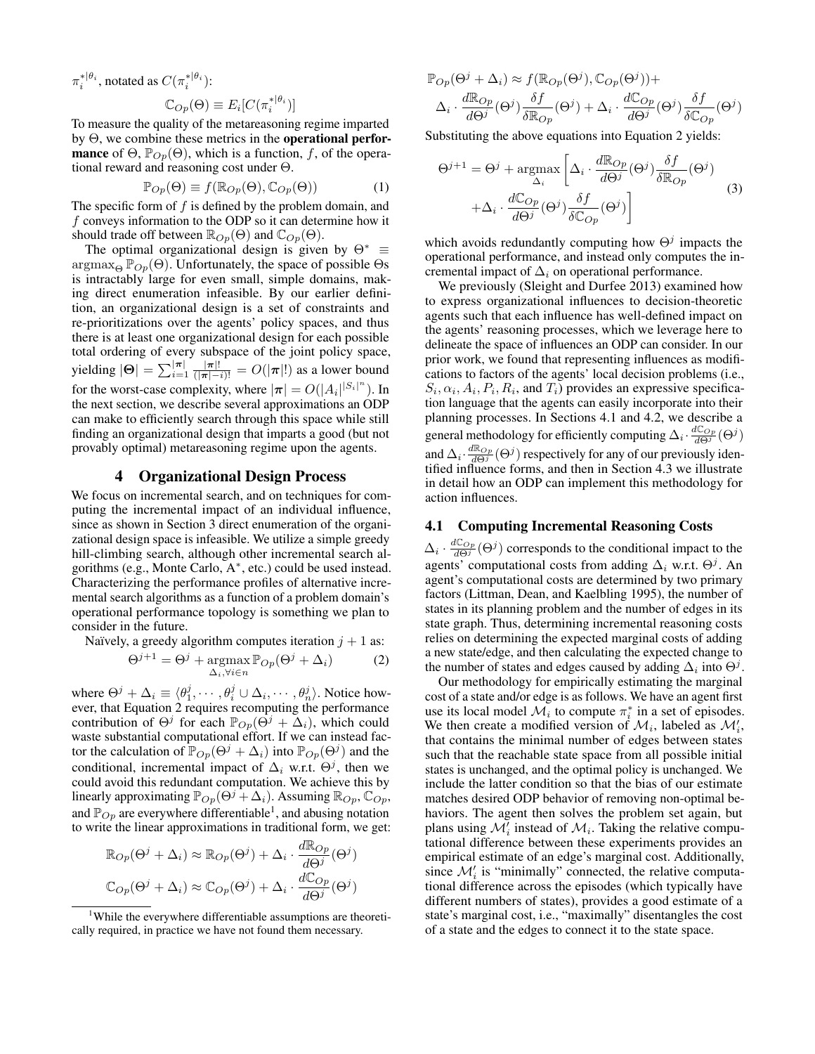$\pi_i^{*|\theta_i}$, notated as $C(\pi_i^{*|\theta_i})$:

$$\mathbb{C}_{Op}(\Theta) \equiv E_i[C(\pi_i^{*|\theta_i})]$$

To measure the quality of the metareasoning regime imparted by $\Theta$, we combine these metrics in the **operational performance** of $\Theta$, $\mathbb{P}_{Op}(\Theta)$, which is a function, $f$, of the operational reward and reasoning cost under $\Theta$.

$$\mathbb{P}_{Op}(\Theta) \equiv f(\mathbb{R}_{Op}(\Theta), \mathbb{C}_{Op}(\Theta)) \tag{1}$$

The specific form of $f$ is defined by the problem domain, and $f$ conveys information to the ODP so it can determine how it should trade off between $\mathbb{R}_{Op}(\Theta)$ and $\mathbb{C}_{Op}(\Theta)$.

The optimal organizational design is given by $\Theta^* \equiv \text{argmax}_\Theta \mathbb{P}_{Op}(\Theta)$. Unfortunately, the space of possible $\Theta$s is intractably large for even small, simple domains, making direct enumeration infeasible. By our earlier definition, an organizational design is a set of constraints and re-prioritizations over the agents' policy spaces, and thus there is at least one organizational design for each possible total ordering of every subspace of the joint policy space, yielding $|\mathbf{\Theta}| = \sum_{i=1}^{|\boldsymbol{\pi}|} \frac{|\boldsymbol{\pi}|!}{(|\boldsymbol{\pi}|-i)!} = O(|\boldsymbol{\pi}|!)$ as a lower bound for the worst-case complexity, where $|\boldsymbol{\pi}| = O(|A_i|^{|S_i|^n})$. In the next section, we describe several approximations an ODP can make to efficiently search through this space while still finding an organizational design that imparts a good (but not provably optimal) metareasoning regime upon the agents.

## 4 Organizational Design Process

We focus on incremental search, and on techniques for computing the incremental impact of an individual influence, since as shown in Section 3 direct enumeration of the organizational design space is infeasible. We utilize a simple greedy hill-climbing search, although other incremental search algorithms (e.g., Monte Carlo, A*, etc.) could be used instead. Characterizing the performance profiles of alternative incremental search algorithms as a function of a problem domain's operational performance topology is something we plan to consider in the future.

Naïvely, a greedy algorithm computes iteration $j+1$ as:

$$\Theta^{j+1} = \Theta^j + \underset{\Delta_i, \forall i \in n}{\text{argmax}} \, \mathbb{P}_{Op}(\Theta^j + \Delta_i) \tag{2}$$

where $\Theta^j + \Delta_i \equiv \langle \theta_1^j, \cdots, \theta_i^j \cup \Delta_i, \cdots, \theta_n^j \rangle$. Notice however, that Equation 2 requires recomputing the performance contribution of $\Theta^j$ for each $\mathbb{P}_{Op}(\Theta^j + \Delta_i)$, which could waste substantial computational effort. If we can instead factor the calculation of $\mathbb{P}_{Op}(\Theta^j + \Delta_i)$ into $\mathbb{P}_{Op}(\Theta^j)$ and the conditional, incremental impact of $\Delta_i$ w.r.t. $\Theta^j$, then we could avoid this redundant computation. We achieve this by linearly approximating $\mathbb{P}_{Op}(\Theta^j + \Delta_i)$. Assuming $\mathbb{R}_{Op}$, $\mathbb{C}_{Op}$, and $\mathbb{P}_{Op}$ are everywhere differentiable[1], and abusing notation to write the linear approximations in traditional form, we get:

$$\mathbb{R}_{Op}(\Theta^j + \Delta_i) \approx \mathbb{R}_{Op}(\Theta^j) + \Delta_i \cdot \frac{d\mathbb{R}_{Op}}{d\Theta^j}(\Theta^j)$$

$$\mathbb{C}_{Op}(\Theta^j + \Delta_i) \approx \mathbb{C}_{Op}(\Theta^j) + \Delta_i \cdot \frac{d\mathbb{C}_{Op}}{d\Theta^j}(\Theta^j)$$

$$\mathbb{P}_{Op}(\Theta^j + \Delta_i) \approx f(\mathbb{R}_{Op}(\Theta^j), \mathbb{C}_{Op}(\Theta^j)) +$$
$$\Delta_i \cdot \frac{d\mathbb{R}_{Op}}{d\Theta^j}(\Theta^j)\frac{\delta f}{\delta \mathbb{R}_{Op}}(\Theta^j) + \Delta_i \cdot \frac{d\mathbb{C}_{Op}}{d\Theta^j}(\Theta^j)\frac{\delta f}{\delta \mathbb{C}_{Op}}(\Theta^j)$$

Substituting the above equations into Equation 2 yields:

$$\Theta^{j+1} = \Theta^j + \underset{\Delta_i}{\text{argmax}} \left[ \Delta_i \cdot \frac{d\mathbb{R}_{Op}}{d\Theta^j}(\Theta^j)\frac{\delta f}{\delta \mathbb{R}_{Op}}(\Theta^j) + \Delta_i \cdot \frac{d\mathbb{C}_{Op}}{d\Theta^j}(\Theta^j)\frac{\delta f}{\delta \mathbb{C}_{Op}}(\Theta^j) \right] \tag{3}$$

which avoids redundantly computing how $\Theta^j$ impacts the operational performance, and instead only computes the incremental impact of $\Delta_i$ on operational performance.

We previously (Sleight and Durfee 2013) examined how to express organizational influences to decision-theoretic agents such that each influence has well-defined impact on the agents' reasoning processes, which we leverage here to delineate the space of influences an ODP can consider. In our prior work, we found that representing influences as modifications to factors of the agents' local decision problems (i.e., $S_i, \alpha_i, A_i, P_i, R_i$, and $T_i$) provides an expressive specification language that the agents can easily incorporate into their planning processes. In Sections 4.1 and 4.2, we describe a general methodology for efficiently computing $\Delta_i \cdot \frac{d\mathbb{C}_{Op}}{d\Theta^j}(\Theta^j)$ and $\Delta_i \cdot \frac{d\mathbb{R}_{Op}}{d\Theta^j}(\Theta^j)$ respectively for any of our previously identified influence forms, and then in Section 4.3 we illustrate in detail how an ODP can implement this methodology for action influences.

### 4.1 Computing Incremental Reasoning Costs

$\Delta_i \cdot \frac{d\mathbb{C}_{Op}}{d\Theta^j}(\Theta^j)$ corresponds to the conditional impact to the agents' computational costs from adding $\Delta_i$ w.r.t. $\Theta^j$. An agent's computational costs are determined by two primary factors (Littman, Dean, and Kaelbling 1995), the number of states in its planning problem and the number of edges in its state graph. Thus, determining incremental reasoning costs relies on determining the expected marginal costs of adding a new state/edge, and then calculating the expected change to the number of states and edges caused by adding $\Delta_i$ into $\Theta^j$.

Our methodology for empirically estimating the marginal cost of a state and/or edge is as follows. We have an agent first use its local model $\mathcal{M}_i$ to compute $\pi_i^*$ in a set of episodes. We then create a modified version of $\mathcal{M}_i$, labeled as $\mathcal{M}_i'$, that contains the minimal number of edges between states such that the reachable state space from all possible initial states is unchanged, and the optimal policy is unchanged. We include the latter condition so that the bias of our estimate matches desired ODP behavior of removing non-optimal behaviors. The agent then solves the problem set again, but plans using $\mathcal{M}_i'$ instead of $\mathcal{M}_i$. Taking the relative computational difference between these experiments provides an empirical estimate of an edge's marginal cost. Additionally, since $\mathcal{M}_i'$ is "minimally" connected, the relative computational difference across the episodes (which typically have different numbers of states), provides a good estimate of a state's marginal cost, i.e., "maximally" disentangles the cost of a state and the edges to connect it to the state space.

[1] While the everywhere differentiable assumptions are theoretically required, in practice we have not found them necessary.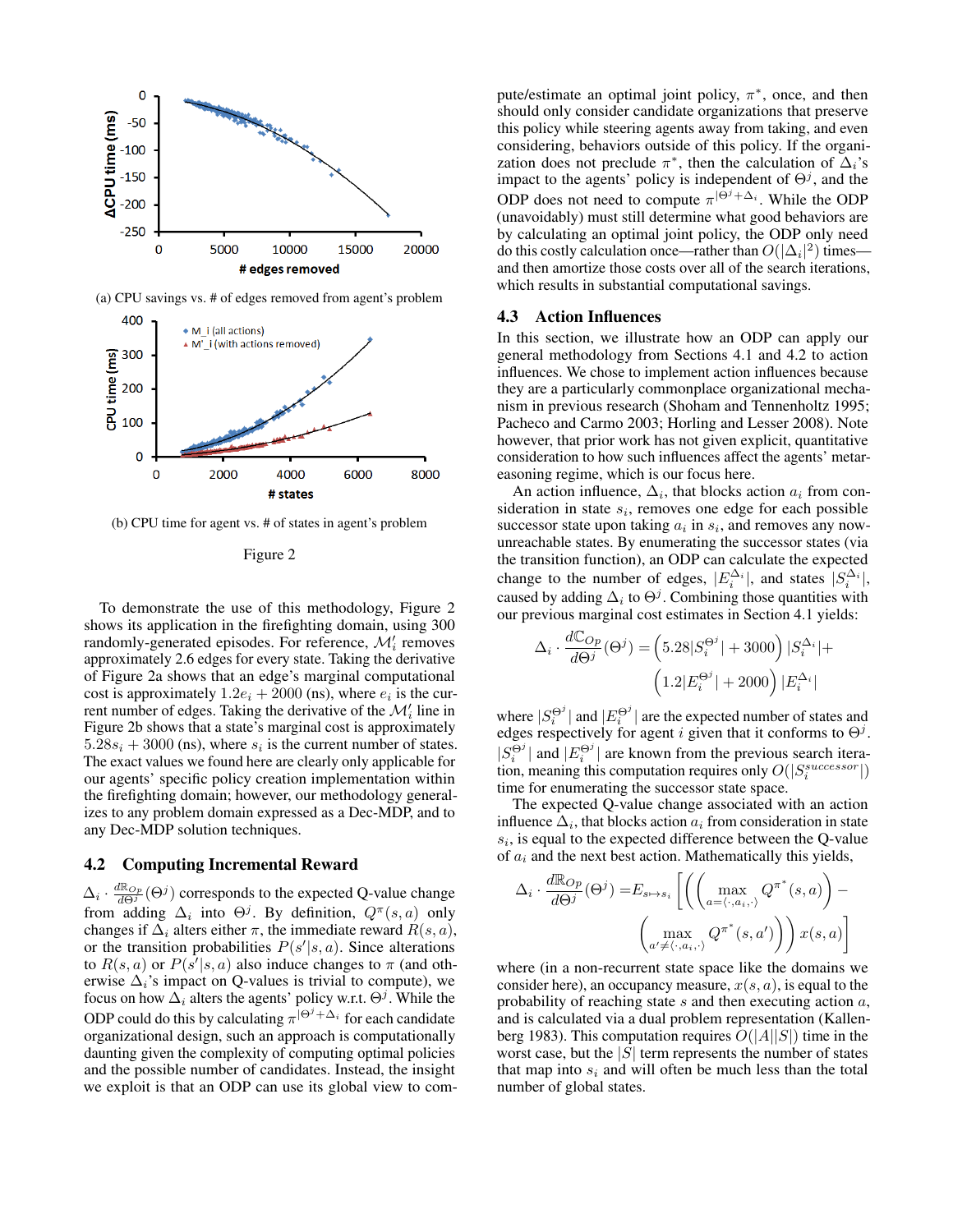(a) CPU savings vs. # of edges removed from agent's problem

(b) CPU time for agent vs. # of states in agent's problem

Figure 2

To demonstrate the use of this methodology, Figure 2 shows its application in the firefighting domain, using 300 randomly-generated episodes. For reference, $\mathcal{M}_i'$ removes approximately 2.6 edges for every state. Taking the derivative of Figure 2a shows that an edge's marginal computational cost is approximately $1.2e_i + 2000$ (ns), where $e_i$ is the current number of edges. Taking the derivative of the $\mathcal{M}_i'$ line in Figure 2b shows that a state's marginal cost is approximately $5.28s_i + 3000$ (ns), where $s_i$ is the current number of states. The exact values we found here are clearly only applicable for our agents' specific policy creation implementation within the firefighting domain; however, our methodology generalizes to any problem domain expressed as a Dec-MDP, and to any Dec-MDP solution techniques.

## 4.2 Computing Incremental Reward

$\Delta_i \cdot \frac{d\mathbb{R}_{Op}}{d\Theta^j}(\Theta^j)$ corresponds to the expected Q-value change from adding $\Delta_i$ into $\Theta^j$. By definition, $Q^\pi(s,a)$ only changes if $\Delta_i$ alters either $\pi$, the immediate reward $R(s,a)$, or the transition probabilities $P(s'|s,a)$. Since alterations to $R(s,a)$ or $P(s'|s,a)$ also induce changes to $\pi$ (and otherwise $\Delta_i$'s impact on Q-values is trivial to compute), we focus on how $\Delta_i$ alters the agents' policy w.r.t. $\Theta^j$. While the ODP could do this by calculating $\pi^{|\Theta^j+\Delta_i}$ for each candidate organizational design, such an approach is computationally daunting given the complexity of computing optimal policies and the possible number of candidates. Instead, the insight we exploit is that an ODP can use its global view to compute/estimate an optimal joint policy, $\pi^*$, once, and then should only consider candidate organizations that preserve this policy while steering agents away from taking, and even considering, behaviors outside of this policy. If the organization does not preclude $\pi^*$, then the calculation of $\Delta_i$'s impact to the agents' policy is independent of $\Theta^j$, and the ODP does not need to compute $\pi^{|\Theta^j+\Delta_i}$. While the ODP (unavoidably) must still determine what good behaviors are by calculating an optimal joint policy, the ODP only need do this costly calculation once—rather than $O(|\Delta_i|^2)$ times—and then amortize those costs over all of the search iterations, which results in substantial computational savings.

## 4.3 Action Influences

In this section, we illustrate how an ODP can apply our general methodology from Sections 4.1 and 4.2 to action influences. We chose to implement action influences because they are a particularly commonplace organizational mechanism in previous research (Shoham and Tennenholtz 1995; Pacheco and Carmo 2003; Horling and Lesser 2008). Note however, that prior work has not given explicit, quantitative consideration to how such influences affect the agents' metareasoning regime, which is our focus here.

An action influence, $\Delta_i$, that blocks action $a_i$ from consideration in state $s_i$, removes one edge for each possible successor state upon taking $a_i$ in $s_i$, and removes any now-unreachable states. By enumerating the successor states (via the transition function), an ODP can calculate the expected change to the number of edges, $|E_i^{\Delta_i}|$, and states $|S_i^{\Delta_i}|$, caused by adding $\Delta_i$ to $\Theta^j$. Combining those quantities with our previous marginal cost estimates in Section 4.1 yields:

$$\Delta_i \cdot \frac{d\mathbb{C}_{Op}}{d\Theta^j}(\Theta^j) = \left(5.28|S_i^{\Theta^j}| + 3000\right)|S_i^{\Delta_i}| + \left(1.2|E_i^{\Theta^j}| + 2000\right)|E_i^{\Delta_i}|$$

where $|S_i^{\Theta^j}|$ and $|E_i^{\Theta^j}|$ are the expected number of states and edges respectively for agent $i$ given that it conforms to $\Theta^j$. $|S_i^{\Theta^j}|$ and $|E_i^{\Theta^j}|$ are known from the previous search iteration, meaning this computation requires only $O(|S_i^{successor}|)$ time for enumerating the successor state space.

The expected Q-value change associated with an action influence $\Delta_i$, that blocks action $a_i$ from consideration in state $s_i$, is equal to the expected difference between the Q-value of $a_i$ and the next best action. Mathematically this yields,

$$\Delta_i \cdot \frac{d\mathbb{R}_{Op}}{d\Theta^j}(\Theta^j) = E_{s \mapsto s_i}\left[\left(\left(\max_{a=\langle \cdot, a_i, \cdot \rangle} Q^{\pi^*}(s,a)\right) - \left(\max_{a' \neq \langle \cdot, a_i, \cdot \rangle} Q^{\pi^*}(s,a')\right)\right) x(s,a)\right]$$

where (in a non-recurrent state space like the domains we consider here), an occupancy measure, $x(s,a)$, is equal to the probability of reaching state $s$ and then executing action $a$, and is calculated via a dual problem representation (Kallenberg 1983). This computation requires $O(|A||S|)$ time in the worst case, but the $|S|$ term represents the number of states that map into $s_i$ and will often be much less than the total number of global states.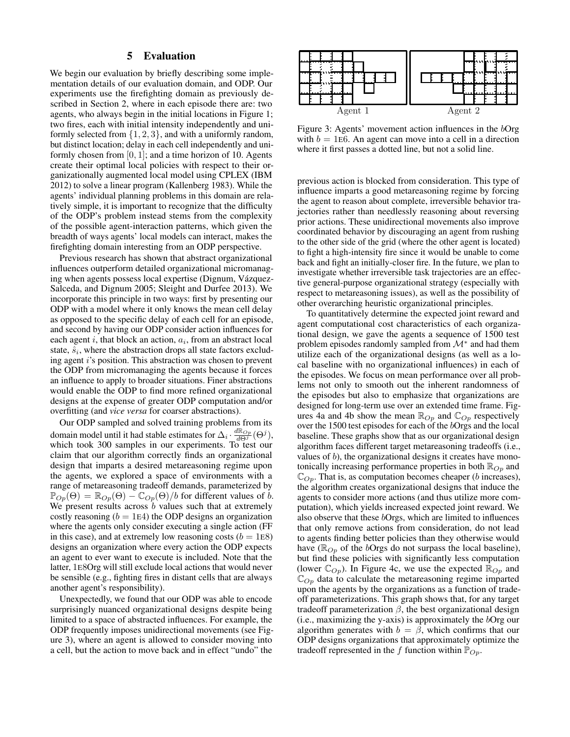## 5 Evaluation

We begin our evaluation by briefly describing some implementation details of our evaluation domain, and ODP. Our experiments use the firefighting domain as previously described in Section 2, where in each episode there are: two agents, who always begin in the initial locations in Figure 1; two fires, each with initial intensity independently and uniformly selected from $\{1, 2, 3\}$, and with a uniformly random, but distinct location; delay in each cell independently and uniformly chosen from $[0, 1]$; and a time horizon of 10. Agents create their optimal local policies with respect to their organizationally augmented local model using CPLEX (IBM 2012) to solve a linear program (Kallenberg 1983). While the agents' individual planning problems in this domain are relatively simple, it is important to recognize that the difficulty of the ODP's problem instead stems from the complexity of the possible agent-interaction patterns, which given the breadth of ways agents' local models can interact, makes the firefighting domain interesting from an ODP perspective.

Previous research has shown that abstract organizational influences outperform detailed organizational micromanaging when agents possess local expertise (Dignum, Vázquez-Salceda, and Dignum 2005; Sleight and Durfee 2013). We incorporate this principle in two ways: first by presenting our ODP with a model where it only knows the mean cell delay as opposed to the specific delay of each cell for an episode, and second by having our ODP consider action influences for each agent $i$, that block an action, $a_i$, from an abstract local state, $\hat{s}_i$, where the abstraction drops all state factors excluding agent $i$'s position. This abstraction was chosen to prevent the ODP from micromanaging the agents because it forces an influence to apply to broader situations. Finer abstractions would enable the ODP to find more refined organizational designs at the expense of greater ODP computation and/or overfitting (and *vice versa* for coarser abstractions).

Our ODP sampled and solved training problems from its domain model until it had stable estimates for $\Delta_i \cdot \frac{d\mathbb{R}_{Op}}{d\Theta^j}(\Theta^j)$, which took 300 samples in our experiments. To test our claim that our algorithm correctly finds an organizational design that imparts a desired metareasoning regime upon the agents, we explored a space of environments with a range of metareasoning tradeoff demands, parameterized by $\mathbb{P}_{Op}(\Theta) = \mathbb{R}_{Op}(\Theta) - \mathbb{C}_{Op}(\Theta)/b$ for different values of $b$. We present results across $b$ values such that at extremely costly reasoning ($b = 1\text{E}4$) the ODP designs an organization where the agents only consider executing a single action (FF in this case), and at extremely low reasoning costs ($b = 1\text{E}8$) designs an organization where every action the ODP expects an agent to ever want to execute is included. Note that the latter, 1E8Org will still exclude local actions that would never be sensible (e.g., fighting fires in distant cells that are always another agent's responsibility).

Unexpectedly, we found that our ODP was able to encode surprisingly nuanced organizational designs despite being limited to a space of abstracted influences. For example, the ODP frequently imposes unidirectional movements (see Figure 3), where an agent is allowed to consider moving into a cell, but the action to move back and in effect "undo" the previous action is blocked from consideration. This type of influence imparts a good metareasoning regime by forcing the agent to reason about complete, irreversible behavior trajectories rather than needlessly reasoning about reversing prior actions. These unidirectional movements also improve coordinated behavior by discouraging an agent from rushing to the other side of the grid (where the other agent is located) to fight a high-intensity fire since it would be unable to come back and fight an initially-closer fire. In the future, we plan to investigate whether irreversible task trajectories are an effective general-purpose organizational strategy (especially with respect to metareasoning issues), as well as the possibility of other overarching heuristic organizational principles.

Figure 3: Agents' movement action influences in the $b$Org with $b = 1\text{E}6$. An agent can move into a cell in a direction where it first passes a dotted line, but not a solid line.

To quantitatively determine the expected joint reward and agent computational cost characteristics of each organizational design, we gave the agents a sequence of 1500 test problem episodes randomly sampled from $\mathcal{M}^*$ and had them utilize each of the organizational designs (as well as a local baseline with no organizational influences) in each of the episodes. We focus on mean performance over all problems not only to smooth out the inherent randomness of the episodes but also to emphasize that organizations are designed for long-term use over an extended time frame. Figures 4a and 4b show the mean $\mathbb{R}_{Op}$ and $\mathbb{C}_{Op}$ respectively over the 1500 test episodes for each of the $b$Orgs and the local baseline. These graphs show that as our organizational design algorithm faces different target metareasoning tradeoffs (i.e., values of $b$), the organizational designs it creates have monotonically increasing performance properties in both $\mathbb{R}_{Op}$ and $\mathbb{C}_{Op}$. That is, as computation becomes cheaper ($b$ increases), the algorithm creates organizational designs that induce the agents to consider more actions (and thus utilize more computation), which yields increased expected joint reward. We also observe that these $b$Orgs, which are limited to influences that only remove actions from consideration, do not lead to agents finding better policies than they otherwise would have ($\mathbb{R}_{Op}$ of the $b$Orgs do not surpass the local baseline), but find these policies with significantly less computation (lower $\mathbb{C}_{Op}$). In Figure 4c, we use the expected $\mathbb{R}_{Op}$ and $\mathbb{C}_{Op}$ data to calculate the metareasoning regime imparted upon the agents by the organizations as a function of tradeoff parameterizations. This graph shows that, for any target tradeoff parameterization $\beta$, the best organizational design (i.e., maximizing the y-axis) is approximately the $b$Org our algorithm generates with $b = \beta$, which confirms that our ODP designs organizations that approximately optimize the tradeoff represented in the $f$ function within $\mathbb{P}_{Op}$.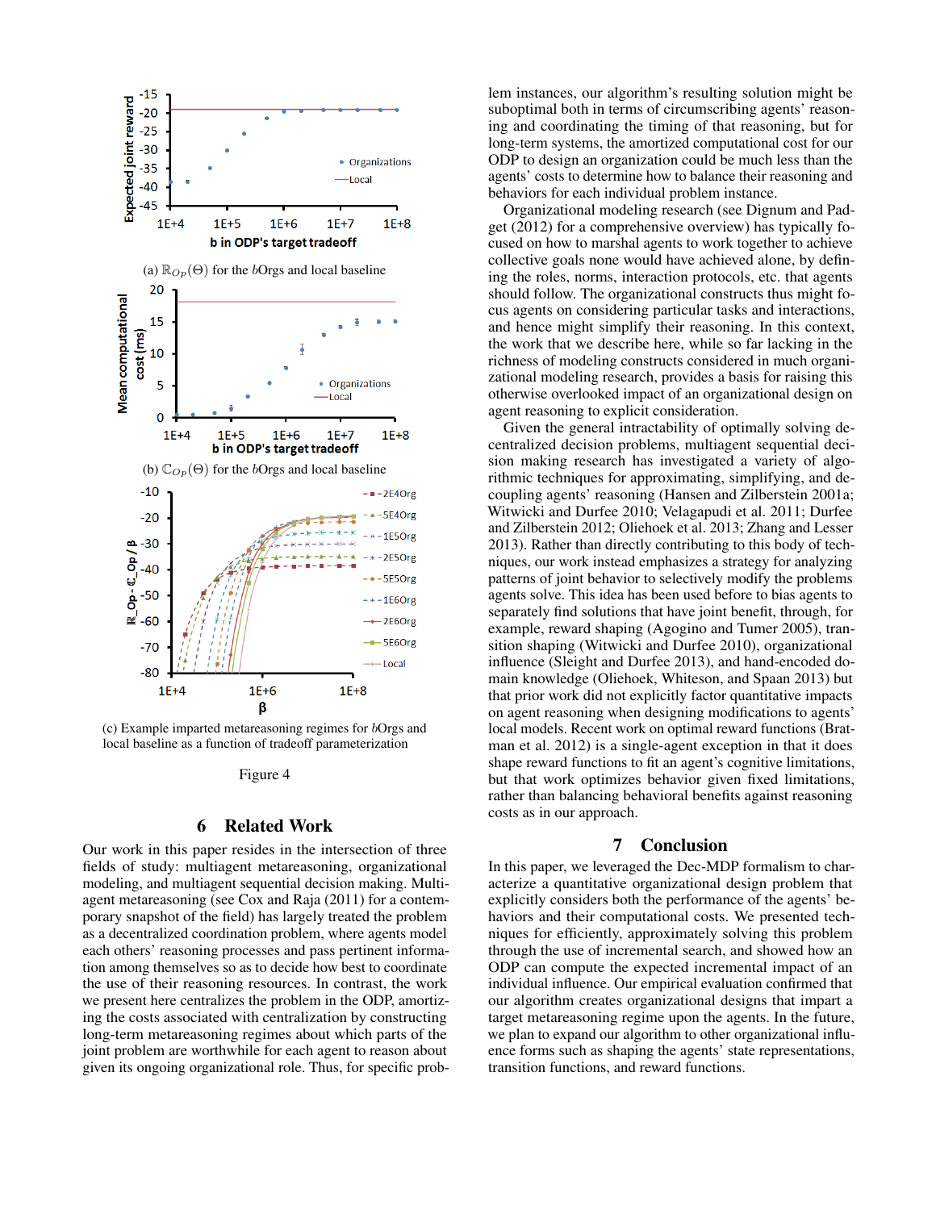(a) $\mathbb{R}_{Op}(\Theta)$ for the $b$Orgs and local baseline

(b) $\mathbb{C}_{Op}(\Theta)$ for the $b$Orgs and local baseline

(c) Example imparted metareasoning regimes for $b$Orgs and local baseline as a function of tradeoff parameterization

Figure 4

## 6 Related Work

Our work in this paper resides in the intersection of three fields of study: multiagent metareasoning, organizational modeling, and multiagent sequential decision making. Multiagent metareasoning (see Cox and Raja (2011) for a contemporary snapshot of the field) has largely treated the problem as a decentralized coordination problem, where agents model each others' reasoning processes and pass pertinent information among themselves so as to decide how best to coordinate the use of their reasoning resources. In contrast, the work we present here centralizes the problem in the ODP, amortizing the costs associated with centralization by constructing long-term metareasoning regimes about which parts of the joint problem are worthwhile for each agent to reason about given its ongoing organizational role. Thus, for specific problem instances, our algorithm's resulting solution might be suboptimal both in terms of circumscribing agents' reasoning and coordinating the timing of that reasoning, but for long-term systems, the amortized computational cost for our ODP to design an organization could be much less than the agents' costs to determine how to balance their reasoning and behaviors for each individual problem instance.

Organizational modeling research (see Dignum and Padget (2012) for a comprehensive overview) has typically focused on how to marshal agents to work together to achieve collective goals none would have achieved alone, by defining the roles, norms, interaction protocols, etc. that agents should follow. The organizational constructs thus might focus agents on considering particular tasks and interactions, and hence might simplify their reasoning. In this context, the work that we describe here, while so far lacking in the richness of modeling constructs considered in much organizational modeling research, provides a basis for raising this otherwise overlooked impact of an organizational design on agent reasoning to explicit consideration.

Given the general intractability of optimally solving decentralized decision problems, multiagent sequential decision making research has investigated a variety of algorithmic techniques for approximating, simplifying, and decoupling agents' reasoning (Hansen and Zilberstein 2001a; Witwicki and Durfee 2010; Velagapudi et al. 2011; Durfee and Zilberstein 2012; Oliehoek et al. 2013; Zhang and Lesser 2013). Rather than directly contributing to this body of techniques, our work instead emphasizes a strategy for analyzing patterns of joint behavior to selectively modify the problems agents solve. This idea has been used before to bias agents to separately find solutions that have joint benefit, through, for example, reward shaping (Agogino and Tumer 2005), transition shaping (Witwicki and Durfee 2010), organizational influence (Sleight and Durfee 2013), and hand-encoded domain knowledge (Oliehoek, Whiteson, and Spaan 2013) but that prior work did not explicitly factor quantitative impacts on agent reasoning when designing modifications to agents' local models. Recent work on optimal reward functions (Bratman et al. 2012) is a single-agent exception in that it does shape reward functions to fit an agent's cognitive limitations, but that work optimizes behavior given fixed limitations, rather than balancing behavioral benefits against reasoning costs as in our approach.

## 7 Conclusion

In this paper, we leveraged the Dec-MDP formalism to characterize a quantitative organizational design problem that explicitly considers both the performance of the agents' behaviors and their computational costs. We presented techniques for efficiently, approximately solving this problem through the use of incremental search, and showed how an ODP can compute the expected incremental impact of an individual influence. Our empirical evaluation confirmed that our algorithm creates organizational designs that impart a target metareasoning regime upon the agents. In the future, we plan to expand our algorithm to other organizational influence forms such as shaping the agents' state representations, transition functions, and reward functions.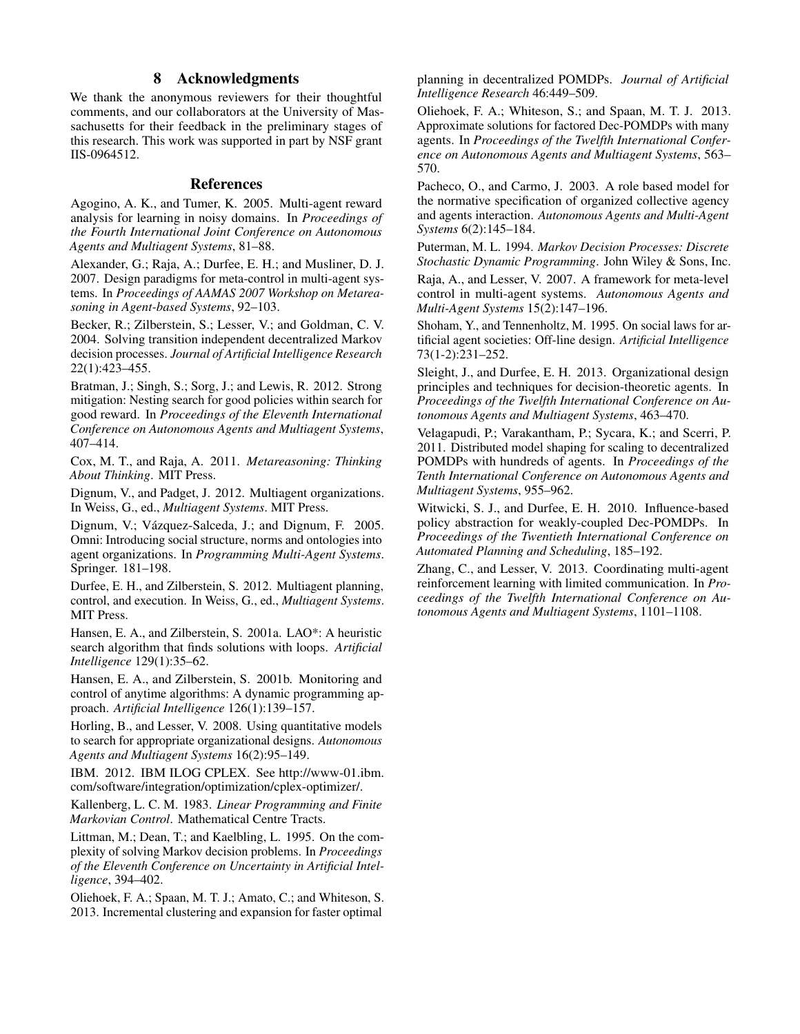## 8 Acknowledgments

We thank the anonymous reviewers for their thoughtful comments, and our collaborators at the University of Massachusetts for their feedback in the preliminary stages of this research. This work was supported in part by NSF grant IIS-0964512.

## References

Agogino, A. K., and Tumer, K. 2005. Multi-agent reward analysis for learning in noisy domains. In *Proceedings of the Fourth International Joint Conference on Autonomous Agents and Multiagent Systems*, 81–88.

Alexander, G.; Raja, A.; Durfee, E. H.; and Musliner, D. J. 2007. Design paradigms for meta-control in multi-agent systems. In *Proceedings of AAMAS 2007 Workshop on Metareasoning in Agent-based Systems*, 92–103.

Becker, R.; Zilberstein, S.; Lesser, V.; and Goldman, C. V. 2004. Solving transition independent decentralized Markov decision processes. *Journal of Artificial Intelligence Research* 22(1):423–455.

Bratman, J.; Singh, S.; Sorg, J.; and Lewis, R. 2012. Strong mitigation: Nesting search for good policies within search for good reward. In *Proceedings of the Eleventh International Conference on Autonomous Agents and Multiagent Systems*, 407–414.

Cox, M. T., and Raja, A. 2011. *Metareasoning: Thinking About Thinking*. MIT Press.

Dignum, V., and Padget, J. 2012. Multiagent organizations. In Weiss, G., ed., *Multiagent Systems*. MIT Press.

Dignum, V.; Vázquez-Salceda, J.; and Dignum, F. 2005. Omni: Introducing social structure, norms and ontologies into agent organizations. In *Programming Multi-Agent Systems*. Springer. 181–198.

Durfee, E. H., and Zilberstein, S. 2012. Multiagent planning, control, and execution. In Weiss, G., ed., *Multiagent Systems*. MIT Press.

Hansen, E. A., and Zilberstein, S. 2001a. LAO*: A heuristic search algorithm that finds solutions with loops. *Artificial Intelligence* 129(1):35–62.

Hansen, E. A., and Zilberstein, S. 2001b. Monitoring and control of anytime algorithms: A dynamic programming approach. *Artificial Intelligence* 126(1):139–157.

Horling, B., and Lesser, V. 2008. Using quantitative models to search for appropriate organizational designs. *Autonomous Agents and Multiagent Systems* 16(2):95–149.

IBM. 2012. IBM ILOG CPLEX. See http://www-01.ibm.com/software/integration/optimization/cplex-optimizer/.

Kallenberg, L. C. M. 1983. *Linear Programming and Finite Markovian Control*. Mathematical Centre Tracts.

Littman, M.; Dean, T.; and Kaelbling, L. 1995. On the complexity of solving Markov decision problems. In *Proceedings of the Eleventh Conference on Uncertainty in Artificial Intelligence*, 394–402.

Oliehoek, F. A.; Spaan, M. T. J.; Amato, C.; and Whiteson, S. 2013. Incremental clustering and expansion for faster optimal planning in decentralized POMDPs. *Journal of Artificial Intelligence Research* 46:449–509.

Oliehoek, F. A.; Whiteson, S.; and Spaan, M. T. J. 2013. Approximate solutions for factored Dec-POMDPs with many agents. In *Proceedings of the Twelfth International Conference on Autonomous Agents and Multiagent Systems*, 563–570.

Pacheco, O., and Carmo, J. 2003. A role based model for the normative specification of organized collective agency and agents interaction. *Autonomous Agents and Multi-Agent Systems* 6(2):145–184.

Puterman, M. L. 1994. *Markov Decision Processes: Discrete Stochastic Dynamic Programming*. John Wiley & Sons, Inc.

Raja, A., and Lesser, V. 2007. A framework for meta-level control in multi-agent systems. *Autonomous Agents and Multi-Agent Systems* 15(2):147–196.

Shoham, Y., and Tennenholtz, M. 1995. On social laws for artificial agent societies: Off-line design. *Artificial Intelligence* 73(1-2):231–252.

Sleight, J., and Durfee, E. H. 2013. Organizational design principles and techniques for decision-theoretic agents. In *Proceedings of the Twelfth International Conference on Autonomous Agents and Multiagent Systems*, 463–470.

Velagapudi, P.; Varakantham, P.; Sycara, K.; and Scerri, P. 2011. Distributed model shaping for scaling to decentralized POMDPs with hundreds of agents. In *Proceedings of the Tenth International Conference on Autonomous Agents and Multiagent Systems*, 955–962.

Witwicki, S. J., and Durfee, E. H. 2010. Influence-based policy abstraction for weakly-coupled Dec-POMDPs. In *Proceedings of the Twentieth International Conference on Automated Planning and Scheduling*, 185–192.

Zhang, C., and Lesser, V. 2013. Coordinating multi-agent reinforcement learning with limited communication. In *Proceedings of the Twelfth International Conference on Autonomous Agents and Multiagent Systems*, 1101–1108.